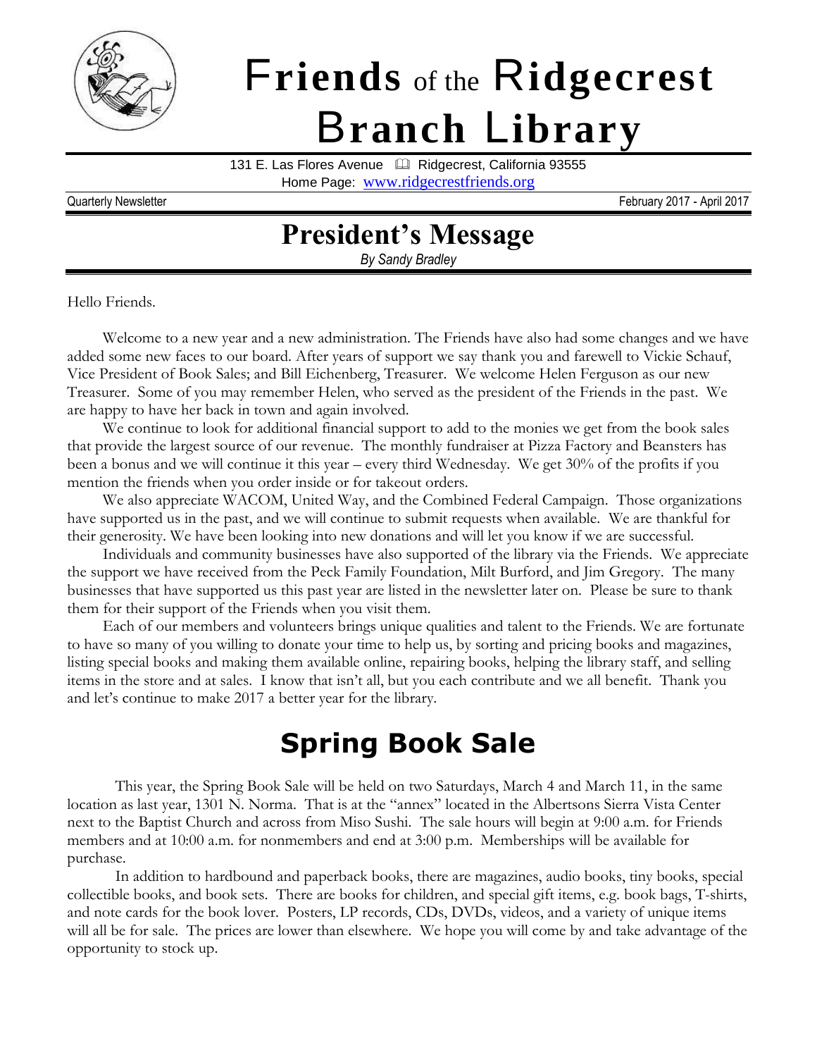# Friends of the Ridgecrest Branch Library

131 E. Las Flores Avenue 📖 Ridgecrest, California 93555

Home Page: www.ridgecrestfriends.org

Quarterly Newsletter February 2017 - April 2017

## President's Message

*By Sandy Bradley*

Hello Friends.

Welcome to a new year and a new administration. The Friends have also had some changes and we have added some new faces to our board. After years of support we say thank you and farewell to Vickie Schauf, Vice President of Book Sales; and Bill Eichenberg, Treasurer. We welcome Helen Ferguson as our new Treasurer. Some of you may remember Helen, who served as the president of the Friends in the past. We are happy to have her back in town and again involved.

We continue to look for additional financial support to add to the monies we get from the book sales that provide the largest source of our revenue. The monthly fundraiser at Pizza Factory and Beansters has been a bonus and we will continue it this year – every third Wednesday. We get 30% of the profits if you mention the friends when you order inside or for takeout orders.

We also appreciate WACOM, United Way, and the Combined Federal Campaign. Those organizations have supported us in the past, and we will continue to submit requests when available. We are thankful for their generosity. We have been looking into new donations and will let you know if we are successful.

Individuals and community businesses have also supported of the library via the Friends. We appreciate the support we have received from the Peck Family Foundation, Milt Burford, and Jim Gregory. The many businesses that have supported us this past year are listed in the newsletter later on. Please be sure to thank them for their support of the Friends when you visit them.

Each of our members and volunteers brings unique qualities and talent to the Friends. We are fortunate to have so many of you willing to donate your time to help us, by sorting and pricing books and magazines, listing special books and making them available online, repairing books, helping the library staff, and selling items in the store and at sales. I know that isn't all, but you each contribute and we all benefit. Thank you and let's continue to make 2017 a better year for the library.

## Spring Book Sale

This year, the Spring Book Sale will be held on two Saturdays, March 4 and March 11, in the same location as last year, 1301 N. Norma. That is at the "annex" located in the Albertsons Sierra Vista Center next to the Baptist Church and across from Miso Sushi. The sale hours will begin at 9:00 a.m. for Friends members and at 10:00 a.m. for nonmembers and end at 3:00 p.m. Memberships will be available for purchase.

In addition to hardbound and paperback books, there are magazines, audio books, tiny books, special collectible books, and book sets. There are books for children, and special gift items, e.g. book bags, T-shirts, and note cards for the book lover. Posters, LP records, CDs, DVDs, videos, and a variety of unique items will all be for sale. The prices are lower than elsewhere. We hope you will come by and take advantage of the opportunity to stock up.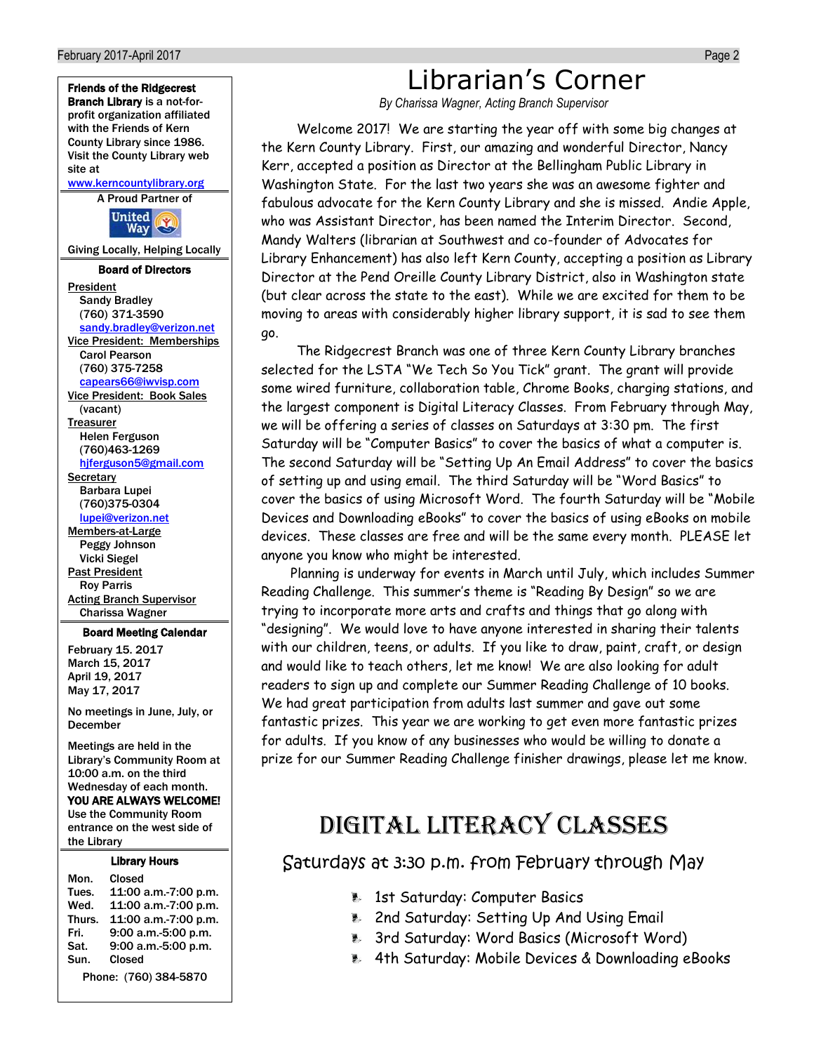**Friends of the Ridgecrest Branch Library** is a not-for-profit organization affiliated with the Friends of Kern County Library since 1986. Visit the County Library web site at www.kerncountylibrary.org

A Proud Partner of United Way

Giving Locally, Helping Locally

### Board of Directors

President
Sandy Bradley
(760) 371-3590
sandy.bradley@verizon.net

Vice President: Memberships
Carol Pearson
(760) 375-7258
capears66@iwvisp.com

Vice President: Book Sales
(vacant)

Treasurer
Helen Ferguson
(760)463-1269
hjferguson5@gmail.com

Secretary
Barbara Lupei
(760)375-0304
lupei@verizon.net

Members-at-Large
Peggy Johnson
Vicki Siegel

Past President
Roy Parris

Acting Branch Supervisor
Charissa Wagner

### Board Meeting Calendar

February 15. 2017
March 15, 2017
April 19, 2017
May 17, 2017

No meetings in June, July, or December

Meetings are held in the Library's Community Room at 10:00 a.m. on the third Wednesday of each month. **YOU ARE ALWAYS WELCOME!** Use the Community Room entrance on the west side of the Library

### Library Hours

| | |
|---|---|
| Mon. | Closed |
| Tues. | 11:00 a.m.-7:00 p.m. |
| Wed. | 11:00 a.m.-7:00 p.m. |
| Thurs. | 11:00 a.m.-7:00 p.m. |
| Fri. | 9:00 a.m.-5:00 p.m. |
| Sat. | 9:00 a.m.-5:00 p.m. |
| Sun. | Closed |

Phone: (760) 384-5870

# Librarian's Corner

*By Charissa Wagner, Acting Branch Supervisor*

Welcome 2017! We are starting the year off with some big changes at the Kern County Library. First, our amazing and wonderful Director, Nancy Kerr, accepted a position as Director at the Bellingham Public Library in Washington State. For the last two years she was an awesome fighter and fabulous advocate for the Kern County Library and she is missed. Andie Apple, who was Assistant Director, has been named the Interim Director. Second, Mandy Walters (librarian at Southwest and co-founder of Advocates for Library Enhancement) has also left Kern County, accepting a position as Library Director at the Pend Oreille County Library District, also in Washington state (but clear across the state to the east). While we are excited for them to be moving to areas with considerably higher library support, it is sad to see them go.

The Ridgecrest Branch was one of three Kern County Library branches selected for the LSTA "We Tech So You Tick" grant. The grant will provide some wired furniture, collaboration table, Chrome Books, charging stations, and the largest component is Digital Literacy Classes. From February through May, we will be offering a series of classes on Saturdays at 3:30 pm. The first Saturday will be "Computer Basics" to cover the basics of what a computer is. The second Saturday will be "Setting Up An Email Address" to cover the basics of setting up and using email. The third Saturday will be "Word Basics" to cover the basics of using Microsoft Word. The fourth Saturday will be "Mobile Devices and Downloading eBooks" to cover the basics of using eBooks on mobile devices. These classes are free and will be the same every month. PLEASE let anyone you know who might be interested.

Planning is underway for events in March until July, which includes Summer Reading Challenge. This summer's theme is "Reading By Design" so we are trying to incorporate more arts and crafts and things that go along with "designing". We would love to have anyone interested in sharing their talents with our children, teens, or adults. If you like to draw, paint, craft, or design and would like to teach others, let me know! We are also looking for adult readers to sign up and complete our Summer Reading Challenge of 10 books. We had great participation from adults last summer and gave out some fantastic prizes. This year we are working to get even more fantastic prizes for adults. If you know of any businesses who would be willing to donate a prize for our Summer Reading Challenge finisher drawings, please let me know.

# Digital Literacy Classes

## Saturdays at 3:30 p.m. from February through May

- 1st Saturday: Computer Basics
- 2nd Saturday: Setting Up And Using Email
- 3rd Saturday: Word Basics (Microsoft Word)
- 4th Saturday: Mobile Devices & Downloading eBooks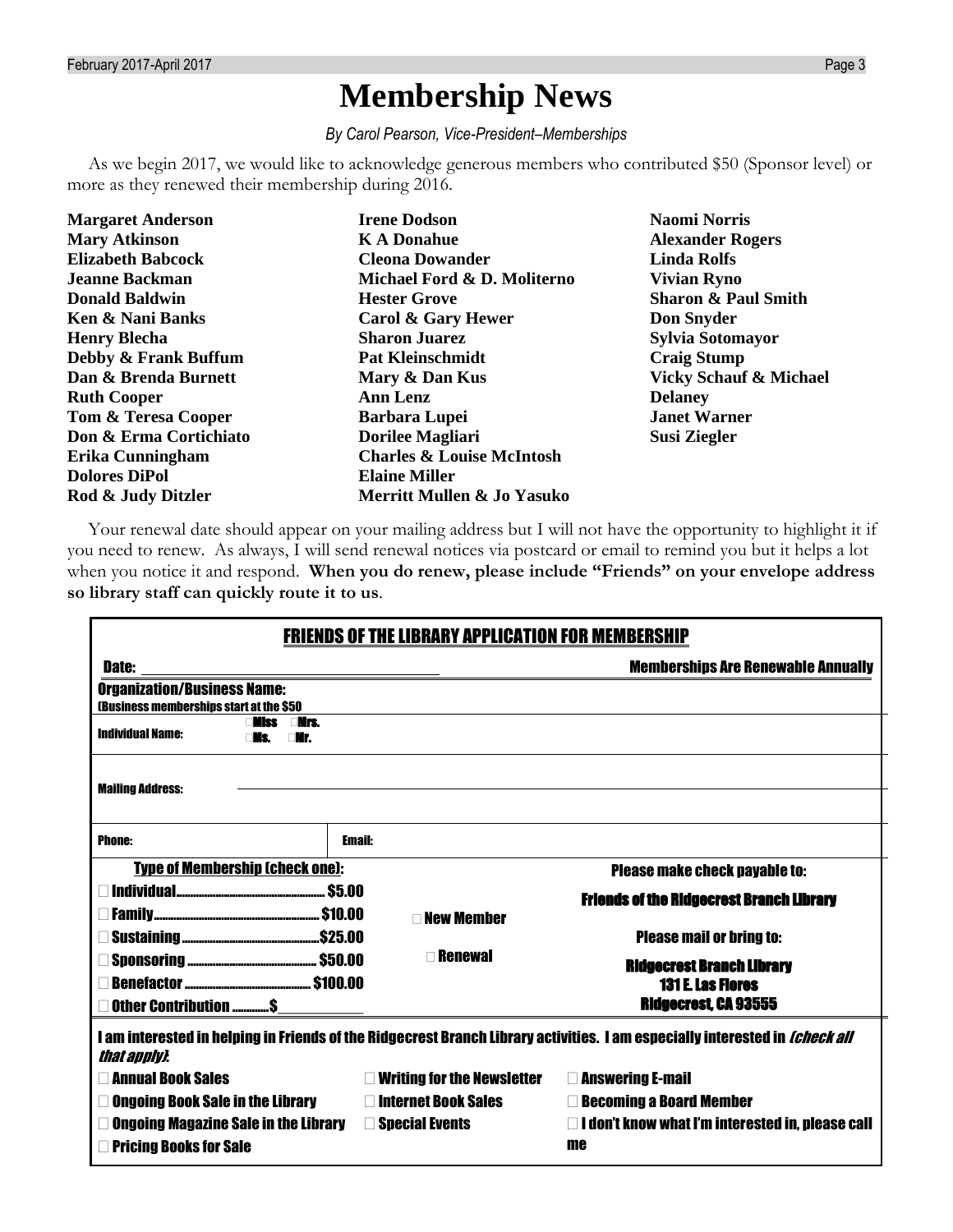# Membership News

*By Carol Pearson, Vice-President–Memberships*

As we begin 2017, we would like to acknowledge generous members who contributed $50 (Sponsor level) or more as they renewed their membership during 2016.

**Margaret Anderson**
**Mary Atkinson**
**Elizabeth Babcock**
**Jeanne Backman**
**Donald Baldwin**
**Ken & Nani Banks**
**Henry Blecha**
**Debby & Frank Buffum**
**Dan & Brenda Burnett**
**Ruth Cooper**
**Tom & Teresa Cooper**
**Don & Erma Cortichiato**
**Erika Cunningham**
**Dolores DiPol**
**Rod & Judy Ditzler**
**Irene Dodson**
**K A Donahue**
**Cleona Dowander**
**Michael Ford & D. Moliterno**
**Hester Grove**
**Carol & Gary Hewer**
**Sharon Juarez**
**Pat Kleinschmidt**
**Mary & Dan Kus**
**Ann Lenz**
**Barbara Lupei**
**Dorilee Magliari**
**Charles & Louise McIntosh**
**Elaine Miller**
**Merritt Mullen & Jo Yasuko**
**Naomi Norris**
**Alexander Rogers**
**Linda Rolfs**
**Vivian Ryno**
**Sharon & Paul Smith**
**Don Snyder**
**Sylvia Sotomayor**
**Craig Stump**
**Vicky Schauf & Michael Delaney**
**Janet Warner**
**Susi Ziegler**

Your renewal date should appear on your mailing address but I will not have the opportunity to highlight it if you need to renew. As always, I will send renewal notices via postcard or email to remind you but it helps a lot when you notice it and respond. **When you do renew, please include "Friends" on your envelope address so library staff can quickly route it to us**.

## FRIENDS OF THE LIBRARY APPLICATION FOR MEMBERSHIP

**Date:** ______________________ **Memberships Are Renewable Annually**

**Organization/Business Name:**
(Business memberships start at the $50)

**Individual Name:** ☐ Miss ☐ Mrs. ☐ Ms. ☐ Mr.

**Mailing Address:** ______________________

**Phone:** ______________ **Email:** ______________

**Type of Membership (check one):**

☐ Individual.................. $5.00
☐ Family.................. $10.00
☐ Sustaining..................$25.00
☐ Sponsoring.................. $50.00
☐ Benefactor.................. $100.00
☐ Other Contribution ............$__________

☐ New Member

☐ Renewal

**Please make check payable to:**
**Friends of the Ridgecrest Branch Library**

**Please mail or bring to:**
**Ridgecrest Branch Library**
**131 E. Las Flores**
**Ridgecrest, CA 93555**

**I am interested in helping in Friends of the Ridgecrest Branch Library activities. I am especially interested in *(check all that apply)*:**

☐ Annual Book Sales
☐ Ongoing Book Sale in the Library
☐ Ongoing Magazine Sale in the Library
☐ Pricing Books for Sale
☐ Writing for the Newsletter
☐ Internet Book Sales
☐ Special Events
☐ Answering E-mail
☐ Becoming a Board Member
☐ I don't know what I'm interested in, please call me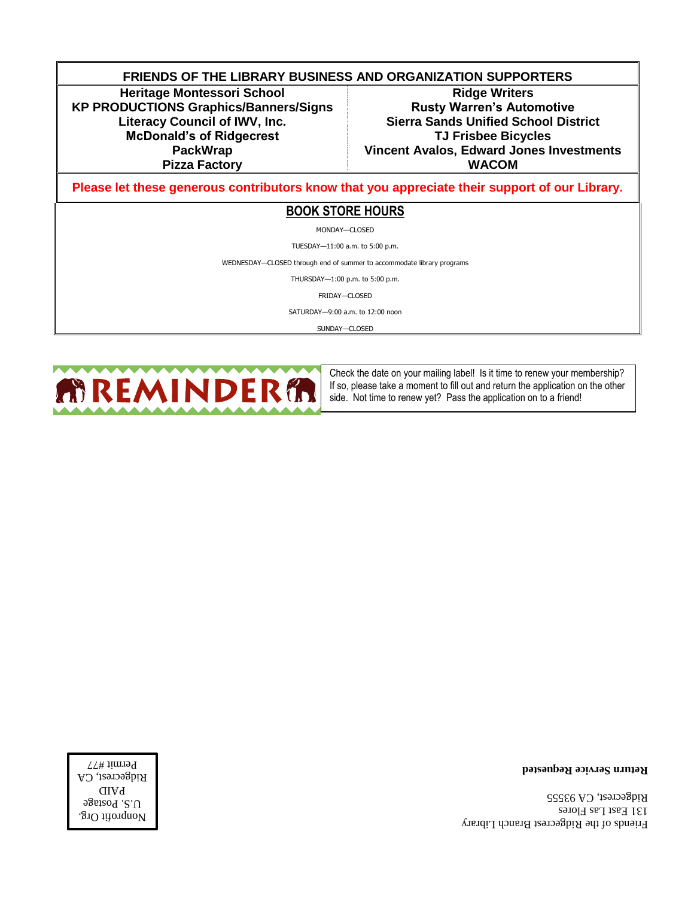## FRIENDS OF THE LIBRARY BUSINESS AND ORGANIZATION SUPPORTERS

| | |
|---|---|
| **Heritage Montessori School** | **Ridge Writers** |
| **KP PRODUCTIONS Graphics/Banners/Signs** | **Rusty Warren's Automotive** |
| **Literacy Council of IWV, Inc.** | **Sierra Sands Unified School District** |
| **McDonald's of Ridgecrest** | **TJ Frisbee Bicycles** |
| **PackWrap** | **Vincent Avalos, Edward Jones Investments** |
| **Pizza Factory** | **WACOM** |

**Please let these generous contributors know that you appreciate their support of our Library.**

## BOOK STORE HOURS

MONDAY—CLOSED

TUESDAY—11:00 a.m. to 5:00 p.m.

WEDNESDAY—CLOSED through end of summer to accommodate library programs

THURSDAY—1:00 p.m. to 5:00 p.m.

FRIDAY—CLOSED

SATURDAY—9:00 a.m. to 12:00 noon

SUNDAY—CLOSED

## REMINDER

Check the date on your mailing label! Is it time to renew your membership? If so, please take a moment to fill out and return the application on the other side. Not time to renew yet? Pass the application on to a friend!

Friends of the Ridgecrest Branch Library
131 East Las Flores
Ridgecrest, CA 93555

**Return Service Requested**

Nonprofit Org.
U.S. Postage
PAID
Ridgecrest, CA
Permit #77